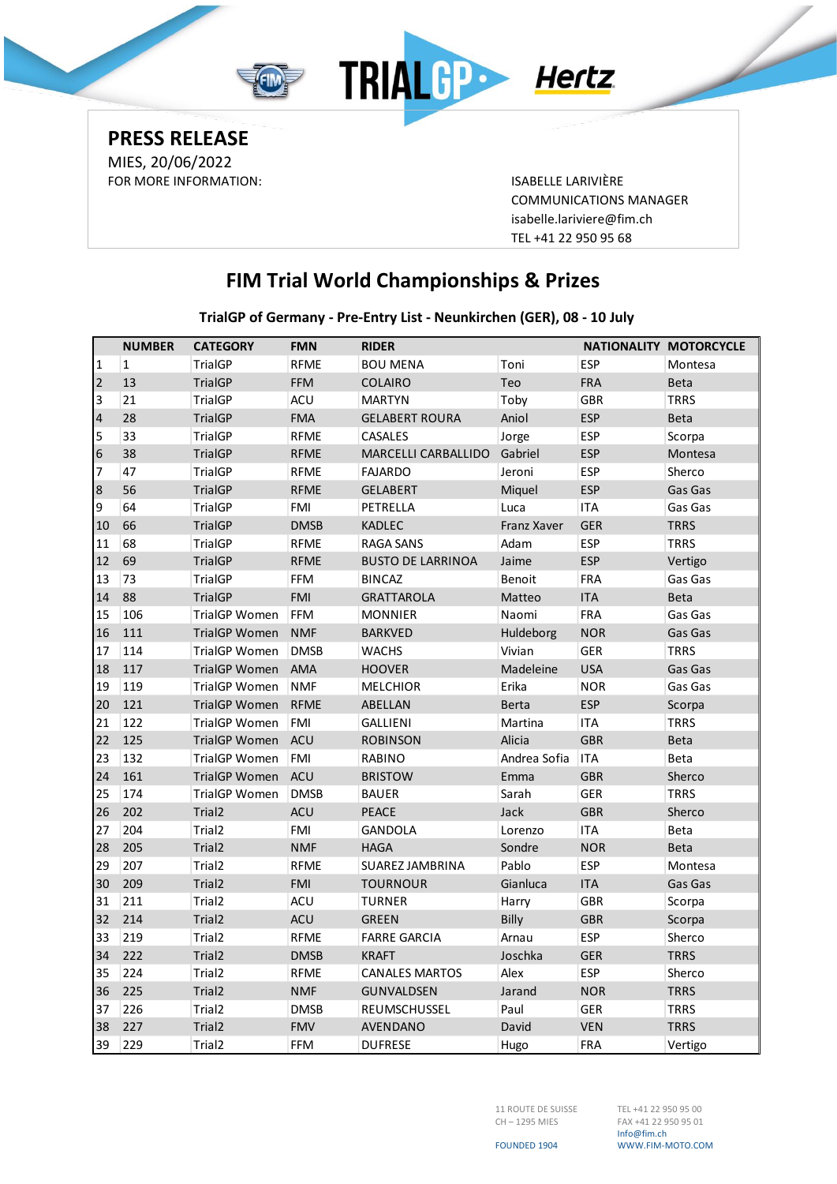**PRESS RELEASE**

MIES, 20/06/2022

FOR MORE INFORMATION:

ISABELLE LARIVIÈRE
COMMUNICATIONS MANAGER
isabelle.lariviere@fim.ch
TEL +41 22 950 95 68

# FIM Trial World Championships & Prizes

### TrialGP of Germany - Pre-Entry List - Neunkirchen (GER), 08 - 10 July

| | NUMBER | CATEGORY | FMN | RIDER | | NATIONALITY | MOTORCYCLE |
|---|---|---|---|---|---|---|---|
| 1 | 1 | TrialGP | RFME | BOU MENA | Toni | ESP | Montesa |
| 2 | 13 | TrialGP | FFM | COLAIRO | Teo | FRA | Beta |
| 3 | 21 | TrialGP | ACU | MARTYN | Toby | GBR | TRRS |
| 4 | 28 | TrialGP | FMA | GELABERT ROURA | Aniol | ESP | Beta |
| 5 | 33 | TrialGP | RFME | CASALES | Jorge | ESP | Scorpa |
| 6 | 38 | TrialGP | RFME | MARCELLI CARBALLIDO | Gabriel | ESP | Montesa |
| 7 | 47 | TrialGP | RFME | FAJARDO | Jeroni | ESP | Sherco |
| 8 | 56 | TrialGP | RFME | GELABERT | Miquel | ESP | Gas Gas |
| 9 | 64 | TrialGP | FMI | PETRELLA | Luca | ITA | Gas Gas |
| 10 | 66 | TrialGP | DMSB | KADLEC | Franz Xaver | GER | TRRS |
| 11 | 68 | TrialGP | RFME | RAGA SANS | Adam | ESP | TRRS |
| 12 | 69 | TrialGP | RFME | BUSTO DE LARRINOA | Jaime | ESP | Vertigo |
| 13 | 73 | TrialGP | FFM | BINCAZ | Benoit | FRA | Gas Gas |
| 14 | 88 | TrialGP | FMI | GRATTAROLA | Matteo | ITA | Beta |
| 15 | 106 | TrialGP Women | FFM | MONNIER | Naomi | FRA | Gas Gas |
| 16 | 111 | TrialGP Women | NMF | BARKVED | Huldeborg | NOR | Gas Gas |
| 17 | 114 | TrialGP Women | DMSB | WACHS | Vivian | GER | TRRS |
| 18 | 117 | TrialGP Women | AMA | HOOVER | Madeleine | USA | Gas Gas |
| 19 | 119 | TrialGP Women | NMF | MELCHIOR | Erika | NOR | Gas Gas |
| 20 | 121 | TrialGP Women | RFME | ABELLAN | Berta | ESP | Scorpa |
| 21 | 122 | TrialGP Women | FMI | GALLIENI | Martina | ITA | TRRS |
| 22 | 125 | TrialGP Women | ACU | ROBINSON | Alicia | GBR | Beta |
| 23 | 132 | TrialGP Women | FMI | RABINO | Andrea Sofia | ITA | Beta |
| 24 | 161 | TrialGP Women | ACU | BRISTOW | Emma | GBR | Sherco |
| 25 | 174 | TrialGP Women | DMSB | BAUER | Sarah | GER | TRRS |
| 26 | 202 | Trial2 | ACU | PEACE | Jack | GBR | Sherco |
| 27 | 204 | Trial2 | FMI | GANDOLA | Lorenzo | ITA | Beta |
| 28 | 205 | Trial2 | NMF | HAGA | Sondre | NOR | Beta |
| 29 | 207 | Trial2 | RFME | SUAREZ JAMBRINA | Pablo | ESP | Montesa |
| 30 | 209 | Trial2 | FMI | TOURNOUR | Gianluca | ITA | Gas Gas |
| 31 | 211 | Trial2 | ACU | TURNER | Harry | GBR | Scorpa |
| 32 | 214 | Trial2 | ACU | GREEN | Billy | GBR | Scorpa |
| 33 | 219 | Trial2 | RFME | FARRE GARCIA | Arnau | ESP | Sherco |
| 34 | 222 | Trial2 | DMSB | KRAFT | Joschka | GER | TRRS |
| 35 | 224 | Trial2 | RFME | CANALES MARTOS | Alex | ESP | Sherco |
| 36 | 225 | Trial2 | NMF | GUNVALDSEN | Jarand | NOR | TRRS |
| 37 | 226 | Trial2 | DMSB | REUMSCHUSSEL | Paul | GER | TRRS |
| 38 | 227 | Trial2 | FMV | AVENDANO | David | VEN | TRRS |
| 39 | 229 | Trial2 | FFM | DUFRESE | Hugo | FRA | Vertigo |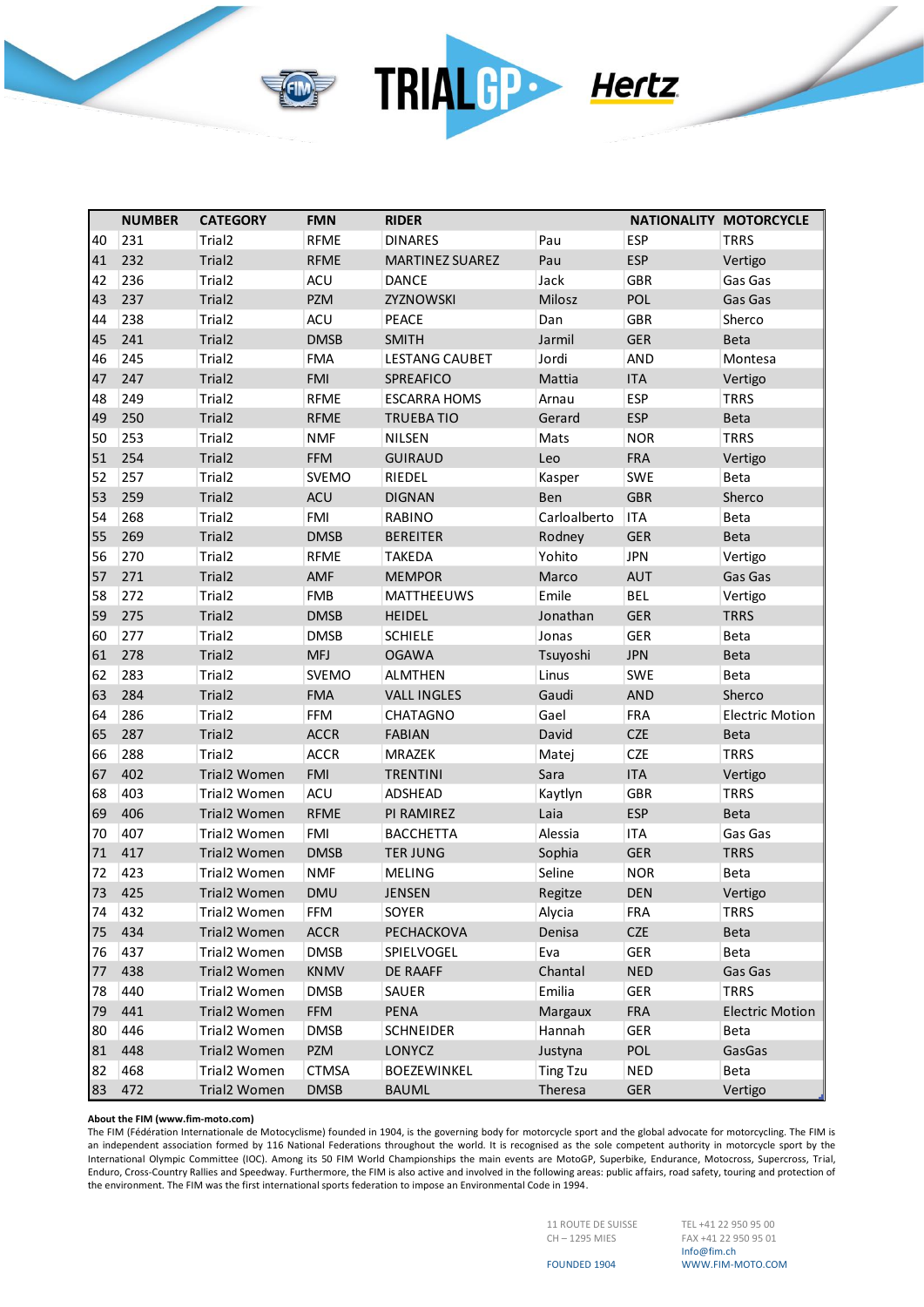| | NUMBER | CATEGORY | FMN | RIDER | | NATIONALITY | MOTORCYCLE |
|---|---|---|---|---|---|---|---|
| 40 | 231 | Trial2 | RFME | DINARES | Pau | ESP | TRRS |
| 41 | 232 | Trial2 | RFME | MARTINEZ SUAREZ | Pau | ESP | Vertigo |
| 42 | 236 | Trial2 | ACU | DANCE | Jack | GBR | Gas Gas |
| 43 | 237 | Trial2 | PZM | ZYZNOWSKI | Milosz | POL | Gas Gas |
| 44 | 238 | Trial2 | ACU | PEACE | Dan | GBR | Sherco |
| 45 | 241 | Trial2 | DMSB | SMITH | Jarmil | GER | Beta |
| 46 | 245 | Trial2 | FMA | LESTANG CAUBET | Jordi | AND | Montesa |
| 47 | 247 | Trial2 | FMI | SPREAFICO | Mattia | ITA | Vertigo |
| 48 | 249 | Trial2 | RFME | ESCARRA HOMS | Arnau | ESP | TRRS |
| 49 | 250 | Trial2 | RFME | TRUEBA TIO | Gerard | ESP | Beta |
| 50 | 253 | Trial2 | NMF | NILSEN | Mats | NOR | TRRS |
| 51 | 254 | Trial2 | FFM | GUIRAUD | Leo | FRA | Vertigo |
| 52 | 257 | Trial2 | SVEMO | RIEDEL | Kasper | SWE | Beta |
| 53 | 259 | Trial2 | ACU | DIGNAN | Ben | GBR | Sherco |
| 54 | 268 | Trial2 | FMI | RABINO | Carloalberto | ITA | Beta |
| 55 | 269 | Trial2 | DMSB | BEREITER | Rodney | GER | Beta |
| 56 | 270 | Trial2 | RFME | TAKEDA | Yohito | JPN | Vertigo |
| 57 | 271 | Trial2 | AMF | MEMPOR | Marco | AUT | Gas Gas |
| 58 | 272 | Trial2 | FMB | MATTHEEUWS | Emile | BEL | Vertigo |
| 59 | 275 | Trial2 | DMSB | HEIDEL | Jonathan | GER | TRRS |
| 60 | 277 | Trial2 | DMSB | SCHIELE | Jonas | GER | Beta |
| 61 | 278 | Trial2 | MFJ | OGAWA | Tsuyoshi | JPN | Beta |
| 62 | 283 | Trial2 | SVEMO | ALMTHEN | Linus | SWE | Beta |
| 63 | 284 | Trial2 | FMA | VALL INGLES | Gaudi | AND | Sherco |
| 64 | 286 | Trial2 | FFM | CHATAGNO | Gael | FRA | Electric Motion |
| 65 | 287 | Trial2 | ACCR | FABIAN | David | CZE | Beta |
| 66 | 288 | Trial2 | ACCR | MRAZEK | Matej | CZE | TRRS |
| 67 | 402 | Trial2 Women | FMI | TRENTINI | Sara | ITA | Vertigo |
| 68 | 403 | Trial2 Women | ACU | ADSHEAD | Kaytlyn | GBR | TRRS |
| 69 | 406 | Trial2 Women | RFME | PI RAMIREZ | Laia | ESP | Beta |
| 70 | 407 | Trial2 Women | FMI | BACCHETTA | Alessia | ITA | Gas Gas |
| 71 | 417 | Trial2 Women | DMSB | TER JUNG | Sophia | GER | TRRS |
| 72 | 423 | Trial2 Women | NMF | MELING | Seline | NOR | Beta |
| 73 | 425 | Trial2 Women | DMU | JENSEN | Regitze | DEN | Vertigo |
| 74 | 432 | Trial2 Women | FFM | SOYER | Alycia | FRA | TRRS |
| 75 | 434 | Trial2 Women | ACCR | PECHACKOVA | Denisa | CZE | Beta |
| 76 | 437 | Trial2 Women | DMSB | SPIELVOGEL | Eva | GER | Beta |
| 77 | 438 | Trial2 Women | KNMV | DE RAAFF | Chantal | NED | Gas Gas |
| 78 | 440 | Trial2 Women | DMSB | SAUER | Emilia | GER | TRRS |
| 79 | 441 | Trial2 Women | FFM | PENA | Margaux | FRA | Electric Motion |
| 80 | 446 | Trial2 Women | DMSB | SCHNEIDER | Hannah | GER | Beta |
| 81 | 448 | Trial2 Women | PZM | LONYCZ | Justyna | POL | GasGas |
| 82 | 468 | Trial2 Women | CTMSA | BOEZEWINKEL | Ting Tzu | NED | Beta |
| 83 | 472 | Trial2 Women | DMSB | BAUML | Theresa | GER | Vertigo |

**About the FIM (www.fim-moto.com)**

The FIM (Fédération Internationale de Motocyclisme) founded in 1904, is the governing body for motorcycle sport and the global advocate for motorcycling. The FIM is an independent association formed by 116 National Federations throughout the world. It is recognised as the sole competent authority in motorcycle sport by the International Olympic Committee (IOC). Among its 50 FIM World Championships the main events are MotoGP, Superbike, Endurance, Motocross, Supercross, Trial, Enduro, Cross-Country Rallies and Speedway. Furthermore, the FIM is also active and involved in the following areas: public affairs, road safety, touring and protection of the environment. The FIM was the first international sports federation to impose an Environmental Code in 1994.

11 ROUTE DE SUISSE
CH – 1295 MIES

FOUNDED 1904

TEL +41 22 950 95 00
FAX +41 22 950 95 01
Info@fim.ch
WWW.FIM-MOTO.COM